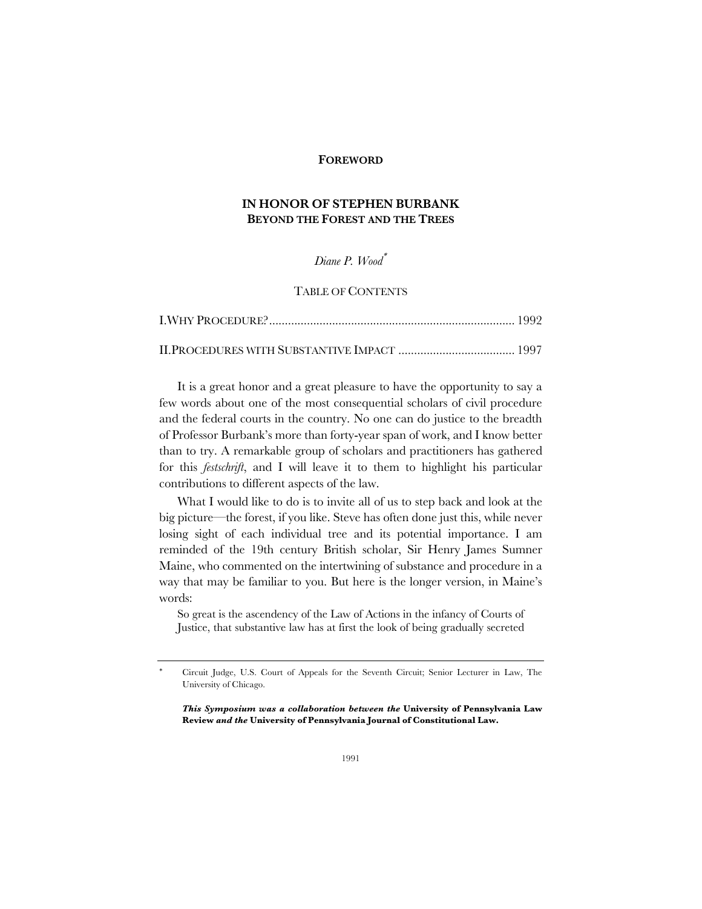**FOREWORD**

# IN HONOR OF STEPHEN BURBANK
## BEYOND THE FOREST AND THE TREES

*Diane P. Wood*[*]

TABLE OF CONTENTS

I. WHY PROCEDURE? .......................................................................... 1992

II. PROCEDURES WITH SUBSTANTIVE IMPACT .................................... 1997

It is a great honor and a great pleasure to have the opportunity to say a few words about one of the most consequential scholars of civil procedure and the federal courts in the country. No one can do justice to the breadth of Professor Burbank's more than forty-year span of work, and I know better than to try. A remarkable group of scholars and practitioners has gathered for this *festschrift*, and I will leave it to them to highlight his particular contributions to different aspects of the law.

What I would like to do is to invite all of us to step back and look at the big picture—the forest, if you like. Steve has often done just this, while never losing sight of each individual tree and its potential importance. I am reminded of the 19th century British scholar, Sir Henry James Sumner Maine, who commented on the intertwining of substance and procedure in a way that may be familiar to you. But here is the longer version, in Maine's words:

> So great is the ascendency of the Law of Actions in the infancy of Courts of Justice, that substantive law has at first the look of being gradually secreted

---

[*] Circuit Judge, U.S. Court of Appeals for the Seventh Circuit; Senior Lecturer in Law, The University of Chicago.

***This Symposium was a collaboration between the* University of Pennsylvania Law Review *and the* University of Pennsylvania Journal of Constitutional Law.**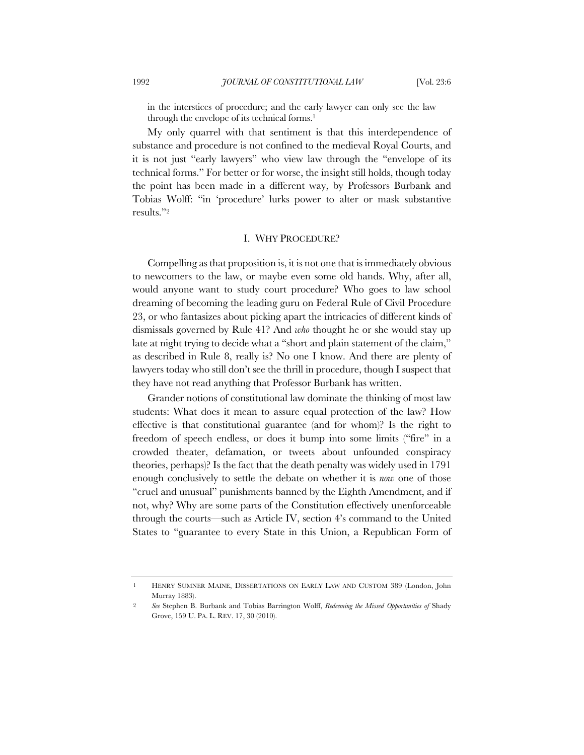in the interstices of procedure; and the early lawyer can only see the law through the envelope of its technical forms.[1]

My only quarrel with that sentiment is that this interdependence of substance and procedure is not confined to the medieval Royal Courts, and it is not just "early lawyers" who view law through the "envelope of its technical forms." For better or for worse, the insight still holds, though today the point has been made in a different way, by Professors Burbank and Tobias Wolff: "in 'procedure' lurks power to alter or mask substantive results."[2]

## I. WHY PROCEDURE?

Compelling as that proposition is, it is not one that is immediately obvious to newcomers to the law, or maybe even some old hands. Why, after all, would anyone want to study court procedure? Who goes to law school dreaming of becoming the leading guru on Federal Rule of Civil Procedure 23, or who fantasizes about picking apart the intricacies of different kinds of dismissals governed by Rule 41? And *who* thought he or she would stay up late at night trying to decide what a "short and plain statement of the claim," as described in Rule 8, really is? No one I know. And there are plenty of lawyers today who still don't see the thrill in procedure, though I suspect that they have not read anything that Professor Burbank has written.

Grander notions of constitutional law dominate the thinking of most law students: What does it mean to assure equal protection of the law? How effective is that constitutional guarantee (and for whom)? Is the right to freedom of speech endless, or does it bump into some limits ("fire" in a crowded theater, defamation, or tweets about unfounded conspiracy theories, perhaps)? Is the fact that the death penalty was widely used in 1791 enough conclusively to settle the debate on whether it is *now* one of those "cruel and unusual" punishments banned by the Eighth Amendment, and if not, why? Why are some parts of the Constitution effectively unenforceable through the courts—such as Article IV, section 4's command to the United States to "guarantee to every State in this Union, a Republican Form of

---

1 HENRY SUMNER MAINE, DISSERTATIONS ON EARLY LAW AND CUSTOM 389 (London, John Murray 1883).

2 *See* Stephen B. Burbank and Tobias Barrington Wolff, *Redeeming the Missed Opportunities of* Shady Grove, 159 U. PA. L. REV. 17, 30 (2010).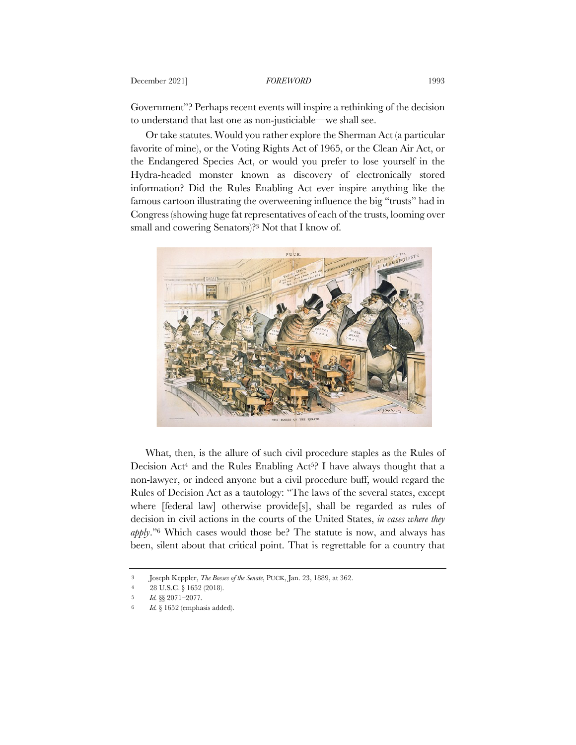Government"? Perhaps recent events will inspire a rethinking of the decision to understand that last one as non-justiciable—we shall see.

Or take statutes. Would you rather explore the Sherman Act (a particular favorite of mine), or the Voting Rights Act of 1965, or the Clean Air Act, or the Endangered Species Act, or would you prefer to lose yourself in the Hydra-headed monster known as discovery of electronically stored information? Did the Rules Enabling Act ever inspire anything like the famous cartoon illustrating the overweening influence the big "trusts" had in Congress (showing huge fat representatives of each of the trusts, looming over small and cowering Senators)?[3] Not that I know of.

What, then, is the allure of such civil procedure staples as the Rules of Decision Act[4] and the Rules Enabling Act[5]? I have always thought that a non-lawyer, or indeed anyone but a civil procedure buff, would regard the Rules of Decision Act as a tautology: "The laws of the several states, except where [federal law] otherwise provide[s], shall be regarded as rules of decision in civil actions in the courts of the United States, *in cases where they apply*."[6] Which cases would those be? The statute is now, and always has been, silent about that critical point. That is regrettable for a country that

---

[3] Joseph Keppler, *The Bosses of the Senate*, PUCK, Jan. 23, 1889, at 362.

[4] 28 U.S.C. § 1652 (2018).

[5] *Id.* §§ 2071–2077.

[6] *Id.* § 1652 (emphasis added).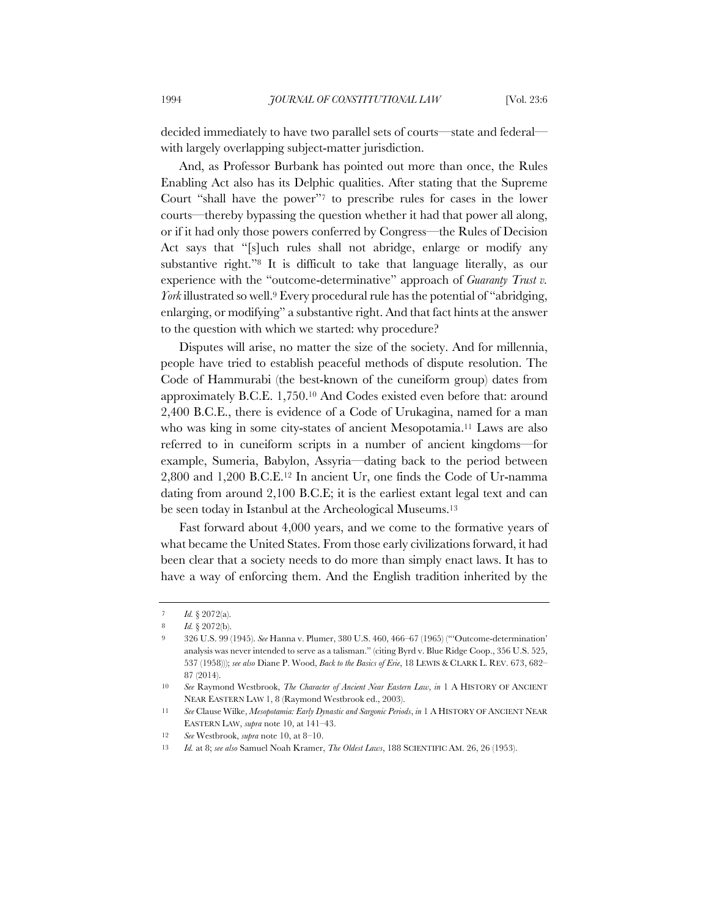decided immediately to have two parallel sets of courts—state and federal—with largely overlapping subject-matter jurisdiction.

And, as Professor Burbank has pointed out more than once, the Rules Enabling Act also has its Delphic qualities. After stating that the Supreme Court "shall have the power"[7] to prescribe rules for cases in the lower courts—thereby bypassing the question whether it had that power all along, or if it had only those powers conferred by Congress—the Rules of Decision Act says that "[s]uch rules shall not abridge, enlarge or modify any substantive right."[8] It is difficult to take that language literally, as our experience with the "outcome-determinative" approach of *Guaranty Trust v. York* illustrated so well.[9] Every procedural rule has the potential of "abridging, enlarging, or modifying" a substantive right. And that fact hints at the answer to the question with which we started: why procedure?

Disputes will arise, no matter the size of the society. And for millennia, people have tried to establish peaceful methods of dispute resolution. The Code of Hammurabi (the best-known of the cuneiform group) dates from approximately B.C.E. 1,750.[10] And Codes existed even before that: around 2,400 B.C.E., there is evidence of a Code of Urukagina, named for a man who was king in some city-states of ancient Mesopotamia.[11] Laws are also referred to in cuneiform scripts in a number of ancient kingdoms—for example, Sumeria, Babylon, Assyria—dating back to the period between 2,800 and 1,200 B.C.E.[12] In ancient Ur, one finds the Code of Ur-namma dating from around 2,100 B.C.E; it is the earliest extant legal text and can be seen today in Istanbul at the Archeological Museums.[13]

Fast forward about 4,000 years, and we come to the formative years of what became the United States. From those early civilizations forward, it had been clear that a society needs to do more than simply enact laws. It has to have a way of enforcing them. And the English tradition inherited by the

---

7 *Id.* § 2072(a).

8 *Id.* § 2072(b).

9 326 U.S. 99 (1945). *See* Hanna v. Plumer, 380 U.S. 460, 466–67 (1965) ("'Outcome-determination' analysis was never intended to serve as a talisman." (citing Byrd v. Blue Ridge Coop., 356 U.S. 525, 537 (1958))); *see also* Diane P. Wood, *Back to the Basics of Erie*, 18 LEWIS & CLARK L. REV. 673, 682–87 (2014).

10 *See* Raymond Westbrook, *The Character of Ancient Near Eastern Law*, *in* 1 A HISTORY OF ANCIENT NEAR EASTERN LAW 1, 8 (Raymond Westbrook ed., 2003).

11 *See* Clause Wilke, *Mesopotamia: Early Dynastic and Sargonic Periods*, *in* 1 A HISTORY OF ANCIENT NEAR EASTERN LAW, *supra* note 10, at 141–43.

12 *See* Westbrook, *supra* note 10, at 8–10.

13 *Id.* at 8; *see also* Samuel Noah Kramer, *The Oldest Laws*, 188 SCIENTIFIC AM. 26, 26 (1953).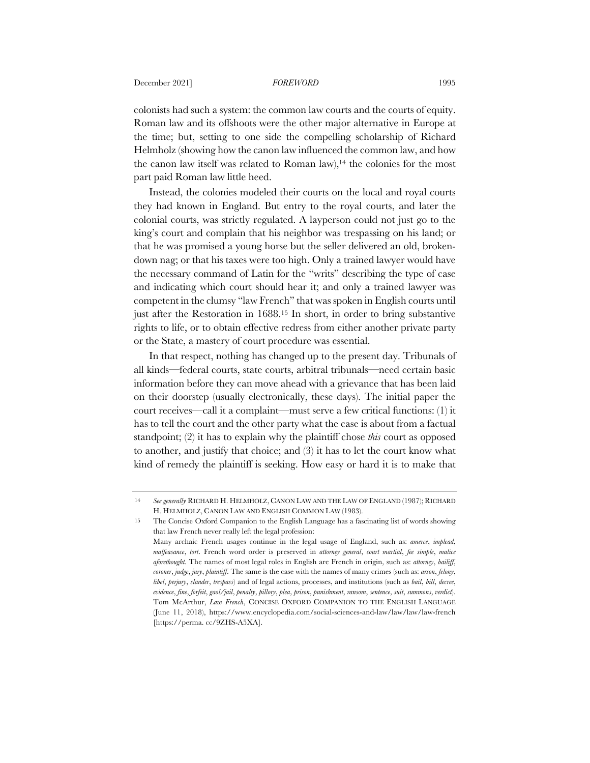colonists had such a system: the common law courts and the courts of equity. Roman law and its offshoots were the other major alternative in Europe at the time; but, setting to one side the compelling scholarship of Richard Helmholz (showing how the canon law influenced the common law, and how the canon law itself was related to Roman law),[14] the colonies for the most part paid Roman law little heed.

Instead, the colonies modeled their courts on the local and royal courts they had known in England. But entry to the royal courts, and later the colonial courts, was strictly regulated. A layperson could not just go to the king's court and complain that his neighbor was trespassing on his land; or that he was promised a young horse but the seller delivered an old, broken-down nag; or that his taxes were too high. Only a trained lawyer would have the necessary command of Latin for the "writs" describing the type of case and indicating which court should hear it; and only a trained lawyer was competent in the clumsy "law French" that was spoken in English courts until just after the Restoration in 1688.[15] In short, in order to bring substantive rights to life, or to obtain effective redress from either another private party or the State, a mastery of court procedure was essential.

In that respect, nothing has changed up to the present day. Tribunals of all kinds—federal courts, state courts, arbitral tribunals—need certain basic information before they can move ahead with a grievance that has been laid on their doorstep (usually electronically, these days). The initial paper the court receives—call it a complaint—must serve a few critical functions: (1) it has to tell the court and the other party what the case is about from a factual standpoint; (2) it has to explain why the plaintiff chose *this* court as opposed to another, and justify that choice; and (3) it has to let the court know what kind of remedy the plaintiff is seeking. How easy or hard it is to make that

---

14 *See generally* RICHARD H. HELMHOLZ, CANON LAW AND THE LAW OF ENGLAND (1987); RICHARD H. HELMHOLZ, CANON LAW AND ENGLISH COMMON LAW (1983).

15 The Concise Oxford Companion to the English Language has a fascinating list of words showing that law French never really left the legal profession:

Many archaic French usages continue in the legal usage of England, such as: *amerce*, *implead*, *malfeasance*, *tort*. French word order is preserved in *attorney general*, *court martial*, *fee simple*, *malice aforethought*. The names of most legal roles in English are French in origin, such as: *attorney*, *bailiff*, *coroner*, *judge*, *jury*, *plaintiff*. The same is the case with the names of many crimes (such as: *arson*, *felony*, *libel*, *perjury*, *slander*, *trespass*) and of legal actions, processes, and institutions (such as *bail*, *bill*, *decree*, *evidence*, *fine*, *forfeit*, *gaol/jail*, *penalty*, *pillory*, *plea*, *prison*, *punishment*, *ransom*, *sentence*, *suit*, *summons*, *verdict*).

Tom McArthur, *Law French*, CONCISE OXFORD COMPANION TO THE ENGLISH LANGUAGE (June 11, 2018), https://www.encyclopedia.com/social-sciences-and-law/law/law/law-french [https://perma. cc/9ZHS-A5XA].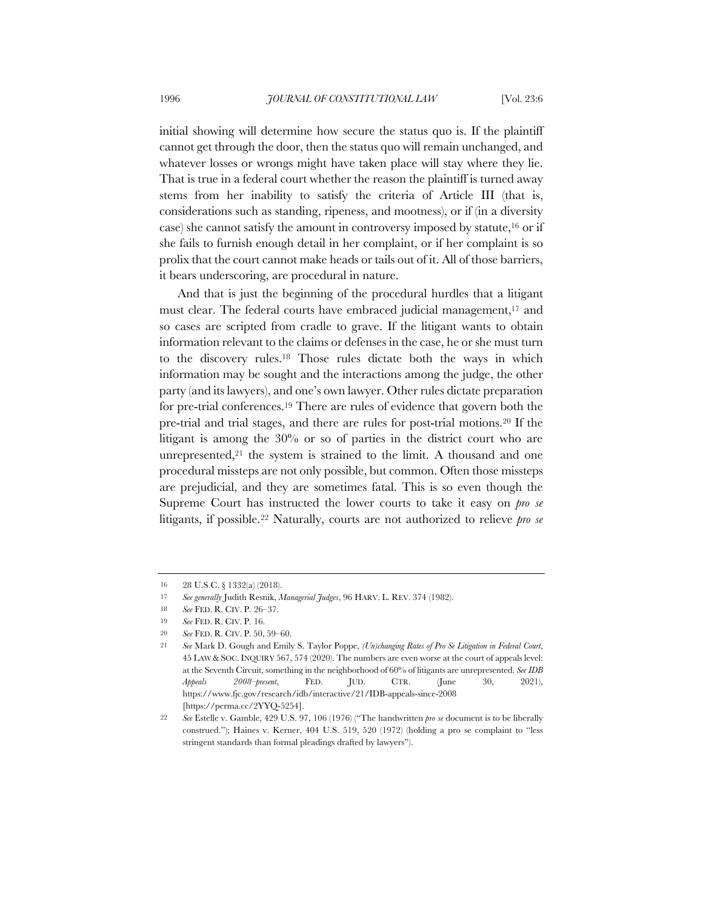initial showing will determine how secure the status quo is. If the plaintiff cannot get through the door, then the status quo will remain unchanged, and whatever losses or wrongs might have taken place will stay where they lie. That is true in a federal court whether the reason the plaintiff is turned away stems from her inability to satisfy the criteria of Article III (that is, considerations such as standing, ripeness, and mootness), or if (in a diversity case) she cannot satisfy the amount in controversy imposed by statute,[16] or if she fails to furnish enough detail in her complaint, or if her complaint is so prolix that the court cannot make heads or tails out of it. All of those barriers, it bears underscoring, are procedural in nature.

And that is just the beginning of the procedural hurdles that a litigant must clear. The federal courts have embraced judicial management,[17] and so cases are scripted from cradle to grave. If the litigant wants to obtain information relevant to the claims or defenses in the case, he or she must turn to the discovery rules.[18] Those rules dictate both the ways in which information may be sought and the interactions among the judge, the other party (and its lawyers), and one's own lawyer. Other rules dictate preparation for pre-trial conferences.[19] There are rules of evidence that govern both the pre-trial and trial stages, and there are rules for post-trial motions.[20] If the litigant is among the 30% or so of parties in the district court who are unrepresented,[21] the system is strained to the limit. A thousand and one procedural missteps are not only possible, but common. Often those missteps are prejudicial, and they are sometimes fatal. This is so even though the Supreme Court has instructed the lower courts to take it easy on *pro se* litigants, if possible.[22] Naturally, courts are not authorized to relieve *pro se*

---

16 28 U.S.C. § 1332(a) (2018).

17 *See generally* Judith Resnik, *Managerial Judges*, 96 HARV. L. REV. 374 (1982).

18 *See* FED. R. CIV. P. 26–37.

19 *See* FED. R. CIV. P. 16.

20 *See* FED. R. CIV. P. 50, 59–60.

21 *See* Mark D. Gough and Emily S. Taylor Poppe, *(Un)changing Rates of Pro Se Litigation in Federal Court*, 45 LAW & SOC. INQUIRY 567, 574 (2020). The numbers are even worse at the court of appeals level: at the Seventh Circuit, something in the neighborhood of 60% of litigants are unrepresented. *See IDB Appeals 2008–present*, FED. JUD. CTR. (June 30, 2021), https://www.fjc.gov/research/idb/interactive/21/IDB-appeals-since-2008 [https://perma.cc/2YYQ-5254].

22 *See* Estelle v. Gamble, 429 U.S. 97, 106 (1976) ("The handwritten *pro se* document is to be liberally construed."); Haines v. Kerner, 404 U.S. 519, 520 (1972) (holding a pro se complaint to "less stringent standards than formal pleadings drafted by lawyers").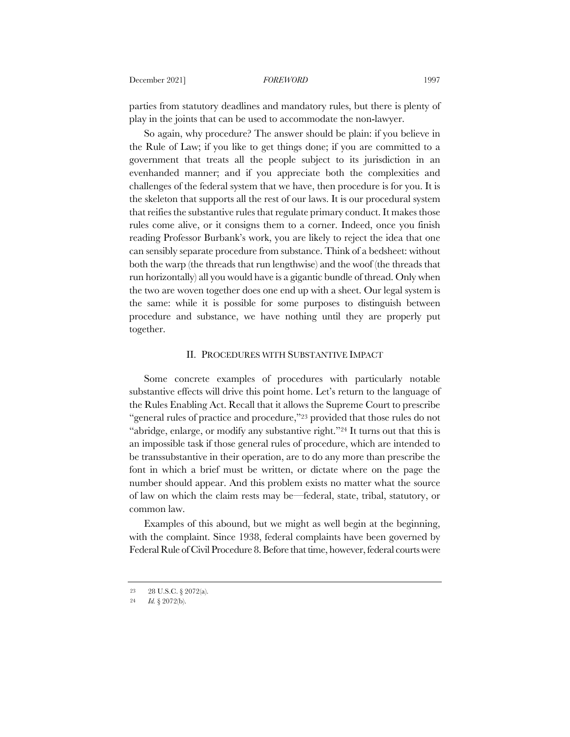parties from statutory deadlines and mandatory rules, but there is plenty of play in the joints that can be used to accommodate the non-lawyer.

So again, why procedure? The answer should be plain: if you believe in the Rule of Law; if you like to get things done; if you are committed to a government that treats all the people subject to its jurisdiction in an evenhanded manner; and if you appreciate both the complexities and challenges of the federal system that we have, then procedure is for you. It is the skeleton that supports all the rest of our laws. It is our procedural system that reifies the substantive rules that regulate primary conduct. It makes those rules come alive, or it consigns them to a corner. Indeed, once you finish reading Professor Burbank's work, you are likely to reject the idea that one can sensibly separate procedure from substance. Think of a bedsheet: without both the warp (the threads that run lengthwise) and the woof (the threads that run horizontally) all you would have is a gigantic bundle of thread. Only when the two are woven together does one end up with a sheet. Our legal system is the same: while it is possible for some purposes to distinguish between procedure and substance, we have nothing until they are properly put together.

## II. PROCEDURES WITH SUBSTANTIVE IMPACT

Some concrete examples of procedures with particularly notable substantive effects will drive this point home. Let's return to the language of the Rules Enabling Act. Recall that it allows the Supreme Court to prescribe "general rules of practice and procedure,"[23] provided that those rules do not "abridge, enlarge, or modify any substantive right."[24] It turns out that this is an impossible task if those general rules of procedure, which are intended to be transsubstantive in their operation, are to do any more than prescribe the font in which a brief must be written, or dictate where on the page the number should appear. And this problem exists no matter what the source of law on which the claim rests may be—federal, state, tribal, statutory, or common law.

Examples of this abound, but we might as well begin at the beginning, with the complaint. Since 1938, federal complaints have been governed by Federal Rule of Civil Procedure 8. Before that time, however, federal courts were

---

[23] 28 U.S.C. § 2072(a).

[24] *Id.* § 2072(b).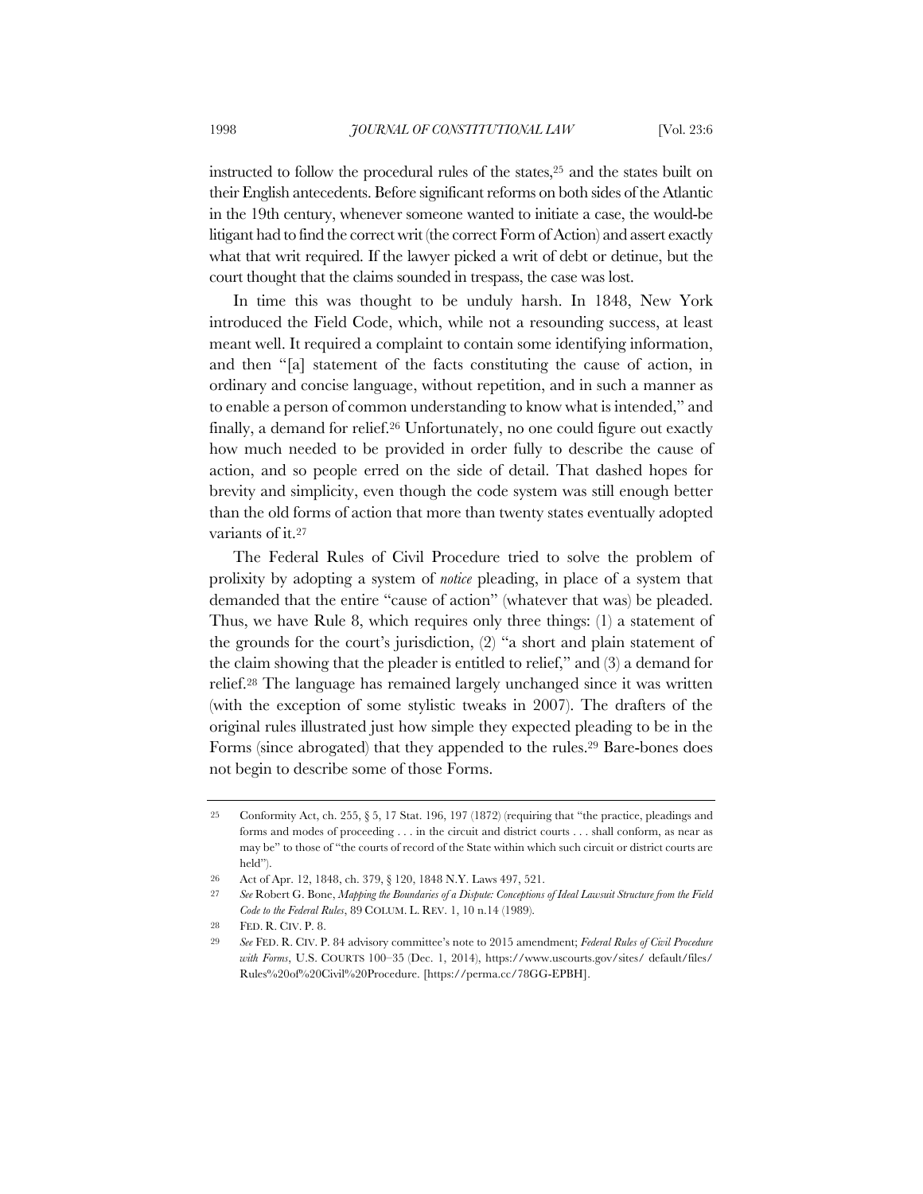instructed to follow the procedural rules of the states,[25] and the states built on their English antecedents. Before significant reforms on both sides of the Atlantic in the 19th century, whenever someone wanted to initiate a case, the would-be litigant had to find the correct writ (the correct Form of Action) and assert exactly what that writ required. If the lawyer picked a writ of debt or detinue, but the court thought that the claims sounded in trespass, the case was lost.

In time this was thought to be unduly harsh. In 1848, New York introduced the Field Code, which, while not a resounding success, at least meant well. It required a complaint to contain some identifying information, and then "[a] statement of the facts constituting the cause of action, in ordinary and concise language, without repetition, and in such a manner as to enable a person of common understanding to know what is intended," and finally, a demand for relief.[26] Unfortunately, no one could figure out exactly how much needed to be provided in order fully to describe the cause of action, and so people erred on the side of detail. That dashed hopes for brevity and simplicity, even though the code system was still enough better than the old forms of action that more than twenty states eventually adopted variants of it.[27]

The Federal Rules of Civil Procedure tried to solve the problem of prolixity by adopting a system of *notice* pleading, in place of a system that demanded that the entire "cause of action" (whatever that was) be pleaded. Thus, we have Rule 8, which requires only three things: (1) a statement of the grounds for the court's jurisdiction, (2) "a short and plain statement of the claim showing that the pleader is entitled to relief," and (3) a demand for relief.[28] The language has remained largely unchanged since it was written (with the exception of some stylistic tweaks in 2007). The drafters of the original rules illustrated just how simple they expected pleading to be in the Forms (since abrogated) that they appended to the rules.[29] Bare-bones does not begin to describe some of those Forms.

---

25 Conformity Act, ch. 255, § 5, 17 Stat. 196, 197 (1872) (requiring that "the practice, pleadings and forms and modes of proceeding . . . in the circuit and district courts . . . shall conform, as near as may be" to those of "the courts of record of the State within which such circuit or district courts are held").

26 Act of Apr. 12, 1848, ch. 379, § 120, 1848 N.Y. Laws 497, 521.

27 *See* Robert G. Bone, *Mapping the Boundaries of a Dispute: Conceptions of Ideal Lawsuit Structure from the Field Code to the Federal Rules*, 89 COLUM. L. REV. 1, 10 n.14 (1989).

28 FED. R. CIV. P. 8.

29 *See* FED. R. CIV. P. 84 advisory committee's note to 2015 amendment; *Federal Rules of Civil Procedure with Forms*, U.S. COURTS 100–35 (Dec. 1, 2014), https://www.uscourts.gov/sites/ default/files/ Rules%20of%20Civil%20Procedure. [https://perma.cc/78GG-EPBH].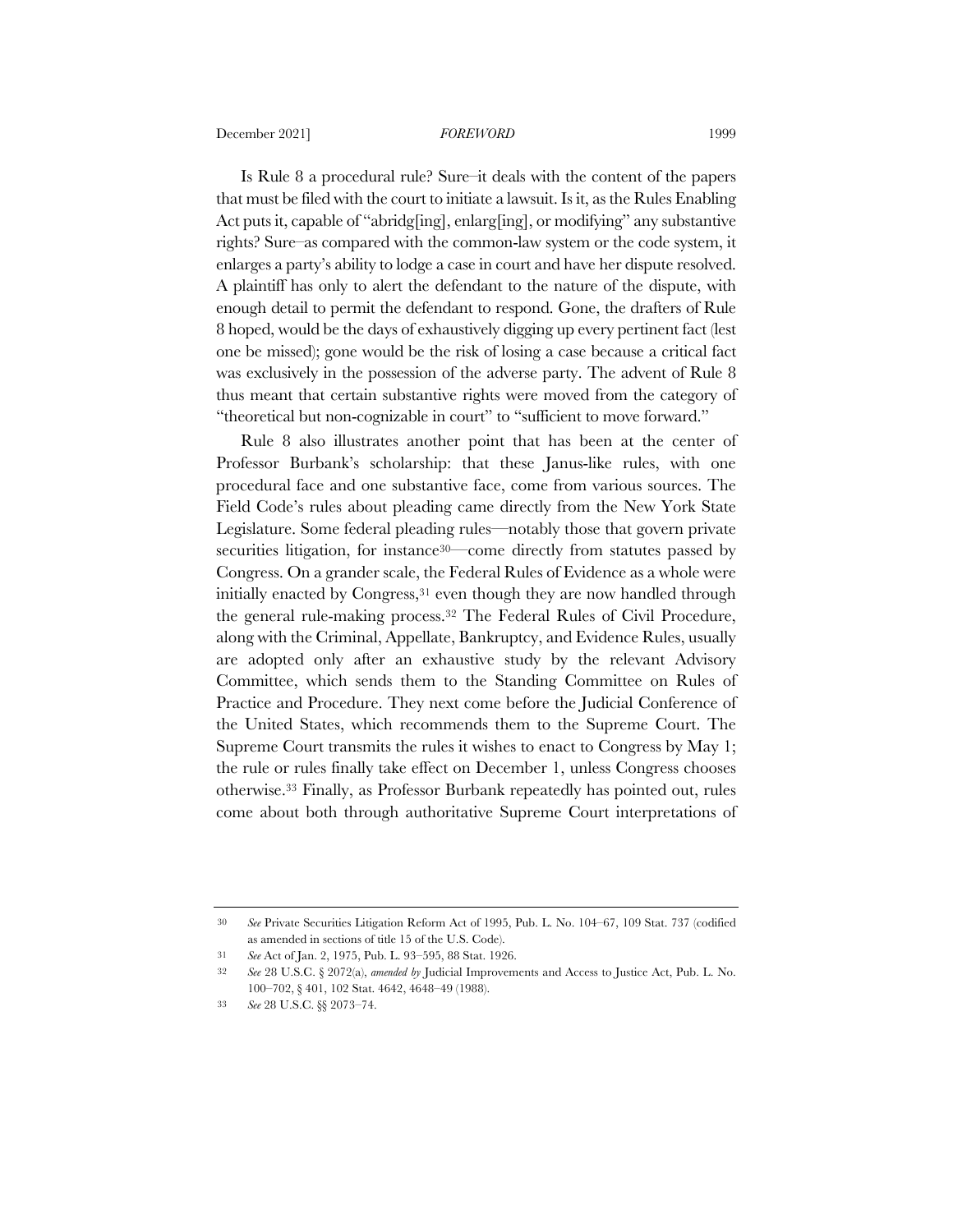Is Rule 8 a procedural rule? Sure–it deals with the content of the papers that must be filed with the court to initiate a lawsuit. Is it, as the Rules Enabling Act puts it, capable of "abridg[ing], enlarg[ing], or modifying" any substantive rights? Sure–as compared with the common-law system or the code system, it enlarges a party's ability to lodge a case in court and have her dispute resolved. A plaintiff has only to alert the defendant to the nature of the dispute, with enough detail to permit the defendant to respond. Gone, the drafters of Rule 8 hoped, would be the days of exhaustively digging up every pertinent fact (lest one be missed); gone would be the risk of losing a case because a critical fact was exclusively in the possession of the adverse party. The advent of Rule 8 thus meant that certain substantive rights were moved from the category of "theoretical but non-cognizable in court" to "sufficient to move forward."

Rule 8 also illustrates another point that has been at the center of Professor Burbank's scholarship: that these Janus-like rules, with one procedural face and one substantive face, come from various sources. The Field Code's rules about pleading came directly from the New York State Legislature. Some federal pleading rules—notably those that govern private securities litigation, for instance[30]—come directly from statutes passed by Congress. On a grander scale, the Federal Rules of Evidence as a whole were initially enacted by Congress,[31] even though they are now handled through the general rule-making process.[32] The Federal Rules of Civil Procedure, along with the Criminal, Appellate, Bankruptcy, and Evidence Rules, usually are adopted only after an exhaustive study by the relevant Advisory Committee, which sends them to the Standing Committee on Rules of Practice and Procedure. They next come before the Judicial Conference of the United States, which recommends them to the Supreme Court. The Supreme Court transmits the rules it wishes to enact to Congress by May 1; the rule or rules finally take effect on December 1, unless Congress chooses otherwise.[33] Finally, as Professor Burbank repeatedly has pointed out, rules come about both through authoritative Supreme Court interpretations of

---

30 *See* Private Securities Litigation Reform Act of 1995, Pub. L. No. 104–67, 109 Stat. 737 (codified as amended in sections of title 15 of the U.S. Code).

31 *See* Act of Jan. 2, 1975, Pub. L. 93–595, 88 Stat. 1926.

32 *See* 28 U.S.C. § 2072(a), *amended by* Judicial Improvements and Access to Justice Act, Pub. L. No. 100–702, § 401, 102 Stat. 4642, 4648–49 (1988).

33 *See* 28 U.S.C. §§ 2073–74.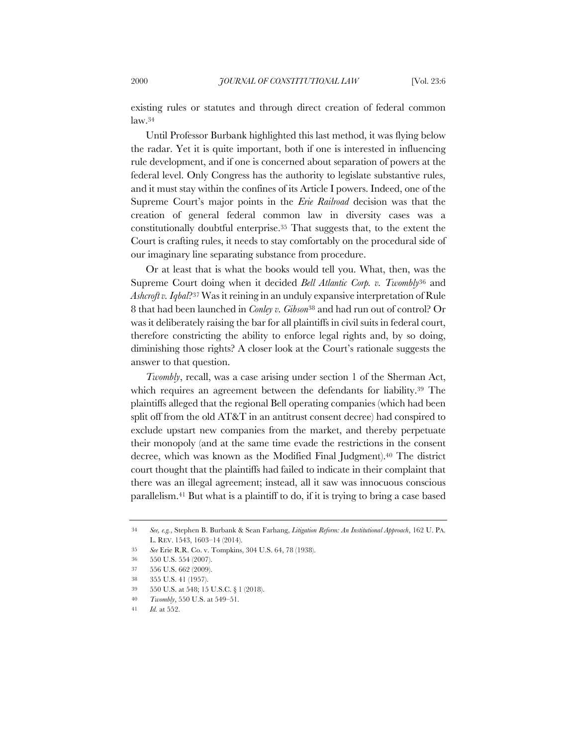existing rules or statutes and through direct creation of federal common law.[34]

Until Professor Burbank highlighted this last method, it was flying below the radar. Yet it is quite important, both if one is interested in influencing rule development, and if one is concerned about separation of powers at the federal level. Only Congress has the authority to legislate substantive rules, and it must stay within the confines of its Article I powers. Indeed, one of the Supreme Court's major points in the *Erie Railroad* decision was that the creation of general federal common law in diversity cases was a constitutionally doubtful enterprise.[35] That suggests that, to the extent the Court is crafting rules, it needs to stay comfortably on the procedural side of our imaginary line separating substance from procedure.

Or at least that is what the books would tell you. What, then, was the Supreme Court doing when it decided *Bell Atlantic Corp. v. Twombly*[36] and *Ashcroft v. Iqbal*?[37] Was it reining in an unduly expansive interpretation of Rule 8 that had been launched in *Conley v. Gibson*[38] and had run out of control? Or was it deliberately raising the bar for all plaintiffs in civil suits in federal court, therefore constricting the ability to enforce legal rights and, by so doing, diminishing those rights? A closer look at the Court's rationale suggests the answer to that question.

*Twombly*, recall, was a case arising under section 1 of the Sherman Act, which requires an agreement between the defendants for liability.[39] The plaintiffs alleged that the regional Bell operating companies (which had been split off from the old AT&T in an antitrust consent decree) had conspired to exclude upstart new companies from the market, and thereby perpetuate their monopoly (and at the same time evade the restrictions in the consent decree, which was known as the Modified Final Judgment).[40] The district court thought that the plaintiffs had failed to indicate in their complaint that there was an illegal agreement; instead, all it saw was innocuous conscious parallelism.[41] But what is a plaintiff to do, if it is trying to bring a case based

---

34 *See, e.g.*, Stephen B. Burbank & Sean Farhang, *Litigation Reform: An Institutional Approach*, 162 U. PA. L. REV. 1543, 1603–14 (2014).

35 *See* Erie R.R. Co. v. Tompkins, 304 U.S. 64, 78 (1938).

36 550 U.S. 554 (2007).

37 556 U.S. 662 (2009).

38 355 U.S. 41 (1957).

39 550 U.S. at 548; 15 U.S.C. § 1 (2018).

40 *Twombly*, 550 U.S. at 549–51.

41 *Id.* at 552.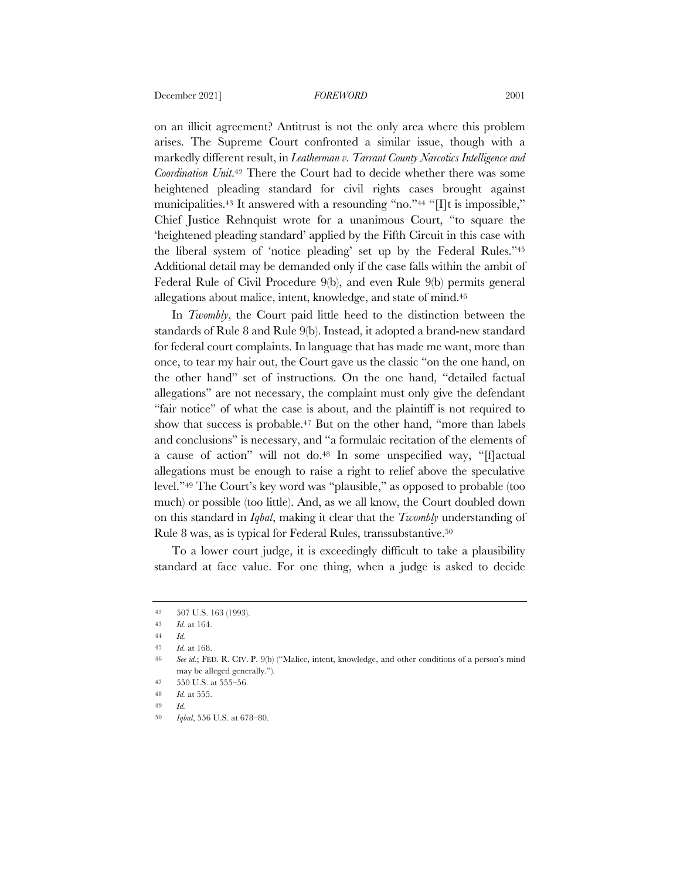on an illicit agreement? Antitrust is not the only area where this problem arises. The Supreme Court confronted a similar issue, though with a markedly different result, in *Leatherman v. Tarrant County Narcotics Intelligence and Coordination Unit*.[42] There the Court had to decide whether there was some heightened pleading standard for civil rights cases brought against municipalities.[43] It answered with a resounding "no."[44] "[I]t is impossible," Chief Justice Rehnquist wrote for a unanimous Court, "to square the 'heightened pleading standard' applied by the Fifth Circuit in this case with the liberal system of 'notice pleading' set up by the Federal Rules."[45] Additional detail may be demanded only if the case falls within the ambit of Federal Rule of Civil Procedure 9(b), and even Rule 9(b) permits general allegations about malice, intent, knowledge, and state of mind.[46]

In *Twombly*, the Court paid little heed to the distinction between the standards of Rule 8 and Rule 9(b). Instead, it adopted a brand-new standard for federal court complaints. In language that has made me want, more than once, to tear my hair out, the Court gave us the classic "on the one hand, on the other hand" set of instructions. On the one hand, "detailed factual allegations" are not necessary, the complaint must only give the defendant "fair notice" of what the case is about, and the plaintiff is not required to show that success is probable.[47] But on the other hand, "more than labels and conclusions" is necessary, and "a formulaic recitation of the elements of a cause of action" will not do.[48] In some unspecified way, "[f]actual allegations must be enough to raise a right to relief above the speculative level."[49] The Court's key word was "plausible," as opposed to probable (too much) or possible (too little). And, as we all know, the Court doubled down on this standard in *Iqbal*, making it clear that the *Twombly* understanding of Rule 8 was, as is typical for Federal Rules, transsubstantive.[50]

To a lower court judge, it is exceedingly difficult to take a plausibility standard at face value. For one thing, when a judge is asked to decide

---

42 507 U.S. 163 (1993).

43 *Id.* at 164.

44 *Id.*

45 *Id.* at 168.

46 *See id.*; FED. R. CIV. P. 9(b) ("Malice, intent, knowledge, and other conditions of a person's mind may be alleged generally.").

47 550 U.S. at 555–56.

48 *Id.* at 555.

49 *Id.*

50 *Iqbal*, 556 U.S. at 678–80.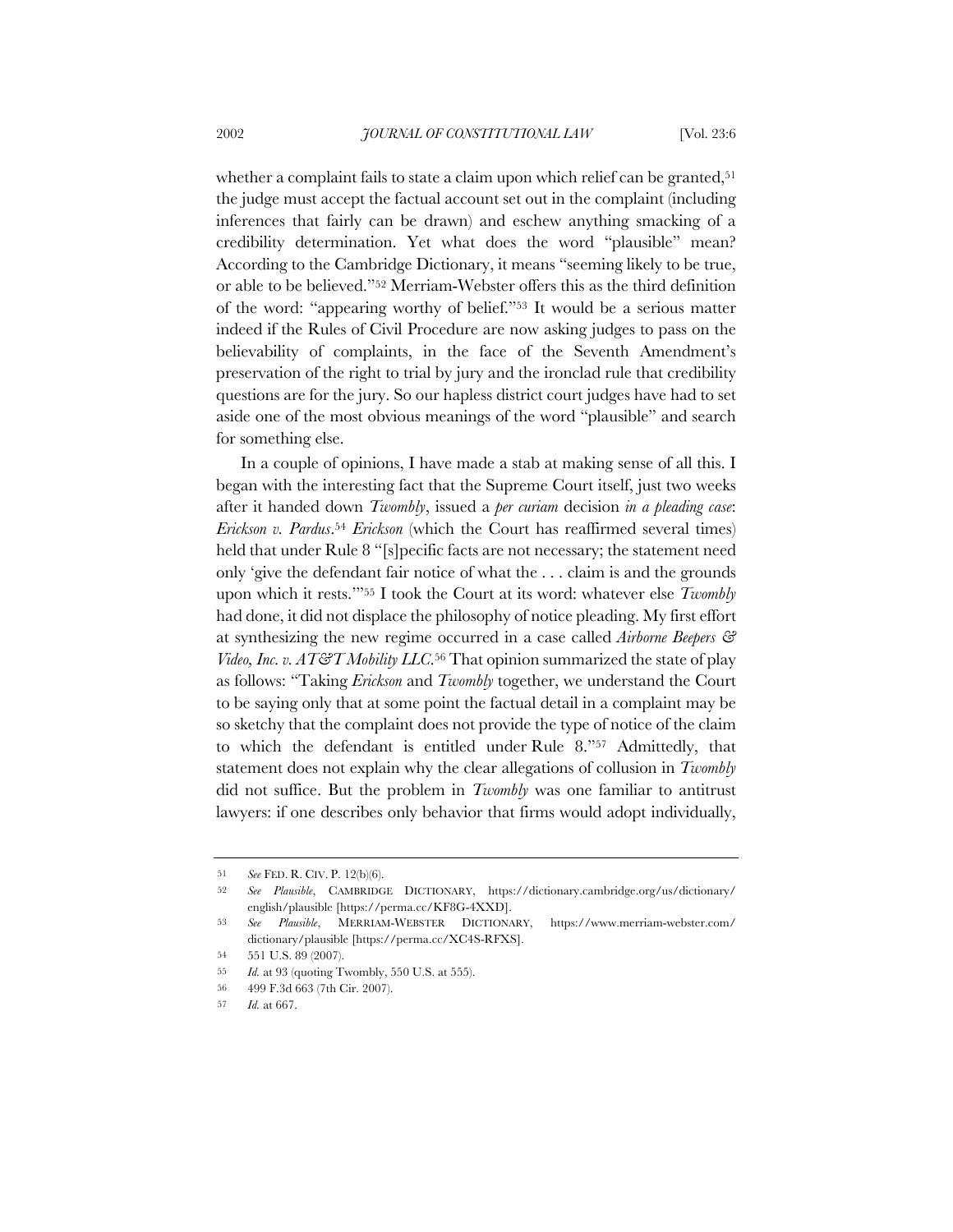whether a complaint fails to state a claim upon which relief can be granted,[51] the judge must accept the factual account set out in the complaint (including inferences that fairly can be drawn) and eschew anything smacking of a credibility determination. Yet what does the word "plausible" mean? According to the Cambridge Dictionary, it means "seeming likely to be true, or able to be believed."[52] Merriam-Webster offers this as the third definition of the word: "appearing worthy of belief."[53] It would be a serious matter indeed if the Rules of Civil Procedure are now asking judges to pass on the believability of complaints, in the face of the Seventh Amendment's preservation of the right to trial by jury and the ironclad rule that credibility questions are for the jury. So our hapless district court judges have had to set aside one of the most obvious meanings of the word "plausible" and search for something else.

In a couple of opinions, I have made a stab at making sense of all this. I began with the interesting fact that the Supreme Court itself, just two weeks after it handed down *Twombly*, issued a *per curiam* decision *in a pleading case*: *Erickson v. Pardus*.[54] *Erickson* (which the Court has reaffirmed several times) held that under Rule 8 "[s]pecific facts are not necessary; the statement need only 'give the defendant fair notice of what the . . . claim is and the grounds upon which it rests.'"[55] I took the Court at its word: whatever else *Twombly* had done, it did not displace the philosophy of notice pleading. My first effort at synthesizing the new regime occurred in a case called *Airborne Beepers & Video, Inc. v. AT&T Mobility LLC*.[56] That opinion summarized the state of play as follows: "Taking *Erickson* and *Twombly* together, we understand the Court to be saying only that at some point the factual detail in a complaint may be so sketchy that the complaint does not provide the type of notice of the claim to which the defendant is entitled under Rule 8."[57] Admittedly, that statement does not explain why the clear allegations of collusion in *Twombly* did not suffice. But the problem in *Twombly* was one familiar to antitrust lawyers: if one describes only behavior that firms would adopt individually,

---

51 *See* FED. R. CIV. P. 12(b)(6).

52 *See Plausible*, CAMBRIDGE DICTIONARY, https://dictionary.cambridge.org/us/dictionary/english/plausible [https://perma.cc/KF8G-4XXD].

53 *See Plausible*, MERRIAM-WEBSTER DICTIONARY, https://www.merriam-webster.com/dictionary/plausible [https://perma.cc/XC4S-RFXS].

54 551 U.S. 89 (2007).

55 *Id.* at 93 (quoting Twombly, 550 U.S. at 555).

56 499 F.3d 663 (7th Cir. 2007).

57 *Id.* at 667.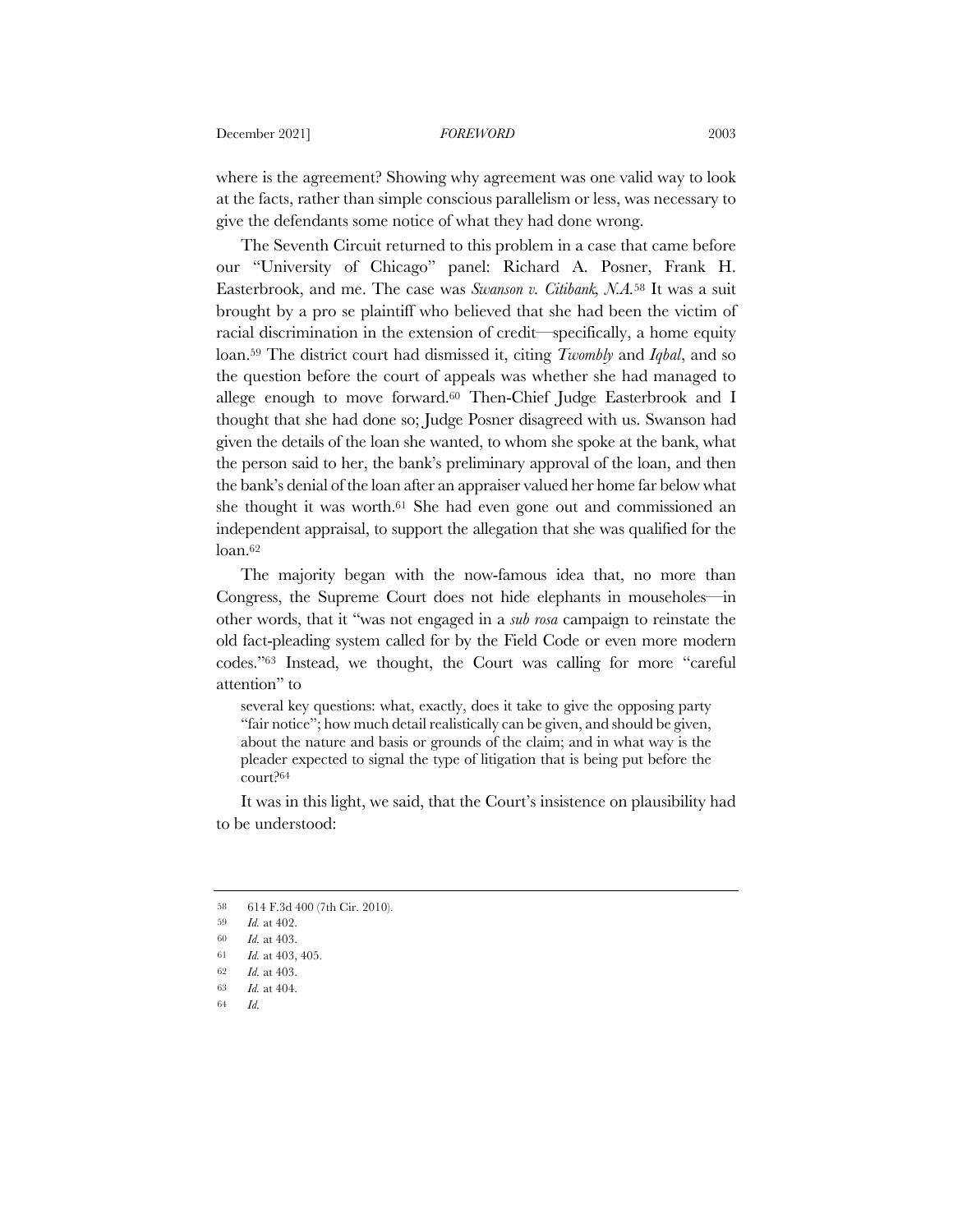where is the agreement? Showing why agreement was one valid way to look at the facts, rather than simple conscious parallelism or less, was necessary to give the defendants some notice of what they had done wrong.

The Seventh Circuit returned to this problem in a case that came before our "University of Chicago" panel: Richard A. Posner, Frank H. Easterbrook, and me. The case was *Swanson v. Citibank, N.A.*[58] It was a suit brought by a pro se plaintiff who believed that she had been the victim of racial discrimination in the extension of credit—specifically, a home equity loan.[59] The district court had dismissed it, citing *Twombly* and *Iqbal*, and so the question before the court of appeals was whether she had managed to allege enough to move forward.[60] Then-Chief Judge Easterbrook and I thought that she had done so; Judge Posner disagreed with us. Swanson had given the details of the loan she wanted, to whom she spoke at the bank, what the person said to her, the bank's preliminary approval of the loan, and then the bank's denial of the loan after an appraiser valued her home far below what she thought it was worth.[61] She had even gone out and commissioned an independent appraisal, to support the allegation that she was qualified for the loan.[62]

The majority began with the now-famous idea that, no more than Congress, the Supreme Court does not hide elephants in mouseholes—in other words, that it "was not engaged in a *sub rosa* campaign to reinstate the old fact-pleading system called for by the Field Code or even more modern codes."[63] Instead, we thought, the Court was calling for more "careful attention" to

> several key questions: what, exactly, does it take to give the opposing party "fair notice"; how much detail realistically can be given, and should be given, about the nature and basis or grounds of the claim; and in what way is the pleader expected to signal the type of litigation that is being put before the court?[64]

It was in this light, we said, that the Court's insistence on plausibility had to be understood:

---

58 614 F.3d 400 (7th Cir. 2010).

59 *Id.* at 402.

60 *Id.* at 403.

61 *Id.* at 403, 405.

62 *Id.* at 403.

63 *Id.* at 404.

64 *Id.*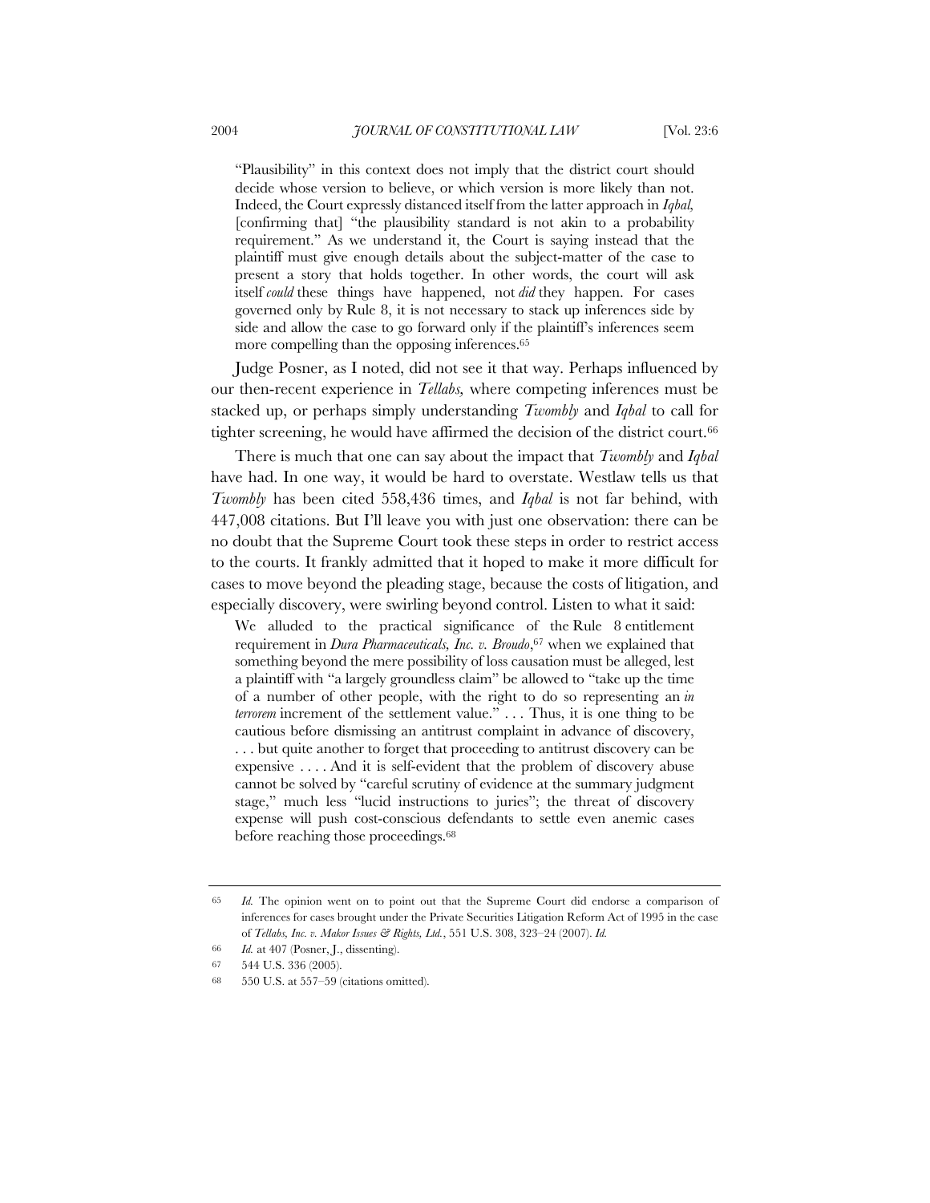"Plausibility" in this context does not imply that the district court should decide whose version to believe, or which version is more likely than not. Indeed, the Court expressly distanced itself from the latter approach in *Iqbal,* [confirming that] "the plausibility standard is not akin to a probability requirement." As we understand it, the Court is saying instead that the plaintiff must give enough details about the subject-matter of the case to present a story that holds together. In other words, the court will ask itself *could* these things have happened, not *did* they happen. For cases governed only by Rule 8, it is not necessary to stack up inferences side by side and allow the case to go forward only if the plaintiff's inferences seem more compelling than the opposing inferences.[65]

Judge Posner, as I noted, did not see it that way. Perhaps influenced by our then-recent experience in *Tellabs,* where competing inferences must be stacked up, or perhaps simply understanding *Twombly* and *Iqbal* to call for tighter screening, he would have affirmed the decision of the district court.[66]

There is much that one can say about the impact that *Twombly* and *Iqbal* have had. In one way, it would be hard to overstate. Westlaw tells us that *Twombly* has been cited 558,436 times, and *Iqbal* is not far behind, with 447,008 citations. But I'll leave you with just one observation: there can be no doubt that the Supreme Court took these steps in order to restrict access to the courts. It frankly admitted that it hoped to make it more difficult for cases to move beyond the pleading stage, because the costs of litigation, and especially discovery, were swirling beyond control. Listen to what it said:

> We alluded to the practical significance of the Rule 8 entitlement requirement in *Dura Pharmaceuticals, Inc. v. Broudo*,[67] when we explained that something beyond the mere possibility of loss causation must be alleged, lest a plaintiff with "a largely groundless claim" be allowed to "take up the time of a number of other people, with the right to do so representing an *in terrorem* increment of the settlement value." . . . Thus, it is one thing to be cautious before dismissing an antitrust complaint in advance of discovery, . . . but quite another to forget that proceeding to antitrust discovery can be expensive . . . . And it is self-evident that the problem of discovery abuse cannot be solved by "careful scrutiny of evidence at the summary judgment stage," much less "lucid instructions to juries"; the threat of discovery expense will push cost-conscious defendants to settle even anemic cases before reaching those proceedings.[68]

---

65 *Id.* The opinion went on to point out that the Supreme Court did endorse a comparison of inferences for cases brought under the Private Securities Litigation Reform Act of 1995 in the case of *Tellabs, Inc. v. Makor Issues & Rights, Ltd.*, 551 U.S. 308, 323–24 (2007). *Id.*

66 *Id.* at 407 (Posner, J., dissenting).

67 544 U.S. 336 (2005).

68 550 U.S. at 557–59 (citations omitted).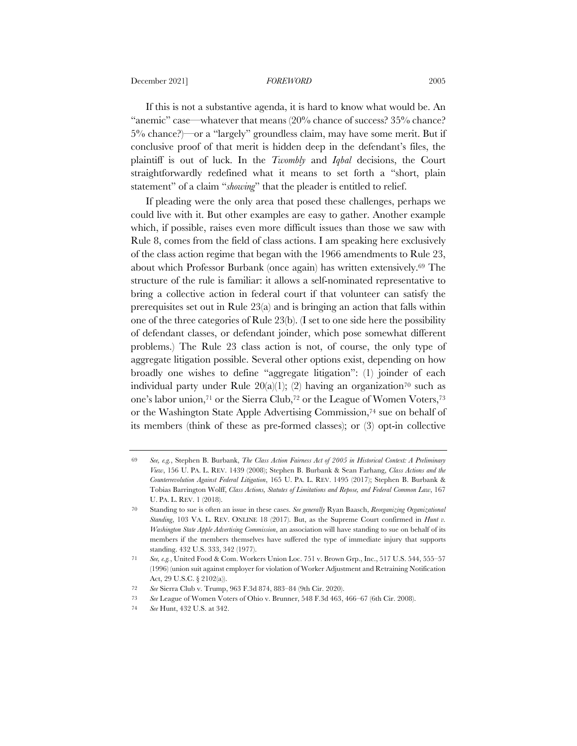If this is not a substantive agenda, it is hard to know what would be. An "anemic" case—whatever that means (20% chance of success? 35% chance? 5% chance?)—or a "largely" groundless claim, may have some merit. But if conclusive proof of that merit is hidden deep in the defendant's files, the plaintiff is out of luck. In the *Twombly* and *Iqbal* decisions, the Court straightforwardly redefined what it means to set forth a "short, plain statement" of a claim "*showing*" that the pleader is entitled to relief.

If pleading were the only area that posed these challenges, perhaps we could live with it. But other examples are easy to gather. Another example which, if possible, raises even more difficult issues than those we saw with Rule 8, comes from the field of class actions. I am speaking here exclusively of the class action regime that began with the 1966 amendments to Rule 23, about which Professor Burbank (once again) has written extensively.[69] The structure of the rule is familiar: it allows a self-nominated representative to bring a collective action in federal court if that volunteer can satisfy the prerequisites set out in Rule 23(a) and is bringing an action that falls within one of the three categories of Rule 23(b). (I set to one side here the possibility of defendant classes, or defendant joinder, which pose somewhat different problems.) The Rule 23 class action is not, of course, the only type of aggregate litigation possible. Several other options exist, depending on how broadly one wishes to define "aggregate litigation": (1) joinder of each individual party under Rule 20(a)(1); (2) having an organization[70] such as one's labor union,[71] or the Sierra Club,[72] or the League of Women Voters,[73] or the Washington State Apple Advertising Commission,[74] sue on behalf of its members (think of these as pre-formed classes); or (3) opt-in collective

---

69 *See, e.g.*, Stephen B. Burbank, *The Class Action Fairness Act of 2005 in Historical Context: A Preliminary View*, 156 U. PA. L. REV. 1439 (2008); Stephen B. Burbank & Sean Farhang, *Class Actions and the Counterrevolution Against Federal Litigation*, 165 U. PA. L. REV. 1495 (2017); Stephen B. Burbank & Tobias Barrington Wolff, *Class Actions, Statutes of Limitations and Repose, and Federal Common Law*, 167 U. PA. L. REV. 1 (2018).

70 Standing to sue is often an issue in these cases. *See generally* Ryan Baasch, *Reorganizing Organizational Standing*, 103 VA. L. REV. ONLINE 18 (2017). But, as the Supreme Court confirmed in *Hunt v. Washington State Apple Advertising Commission*, an association will have standing to sue on behalf of its members if the members themselves have suffered the type of immediate injury that supports standing. 432 U.S. 333, 342 (1977).

71 *See, e.g.*, United Food & Com. Workers Union Loc. 751 v. Brown Grp., Inc., 517 U.S. 544, 555–57 (1996) (union suit against employer for violation of Worker Adjustment and Retraining Notification Act, 29 U.S.C. § 2102(a)).

72 *See* Sierra Club v. Trump, 963 F.3d 874, 883–84 (9th Cir. 2020).

73 *See* League of Women Voters of Ohio v. Brunner, 548 F.3d 463, 466–67 (6th Cir. 2008).

74 *See* Hunt, 432 U.S. at 342.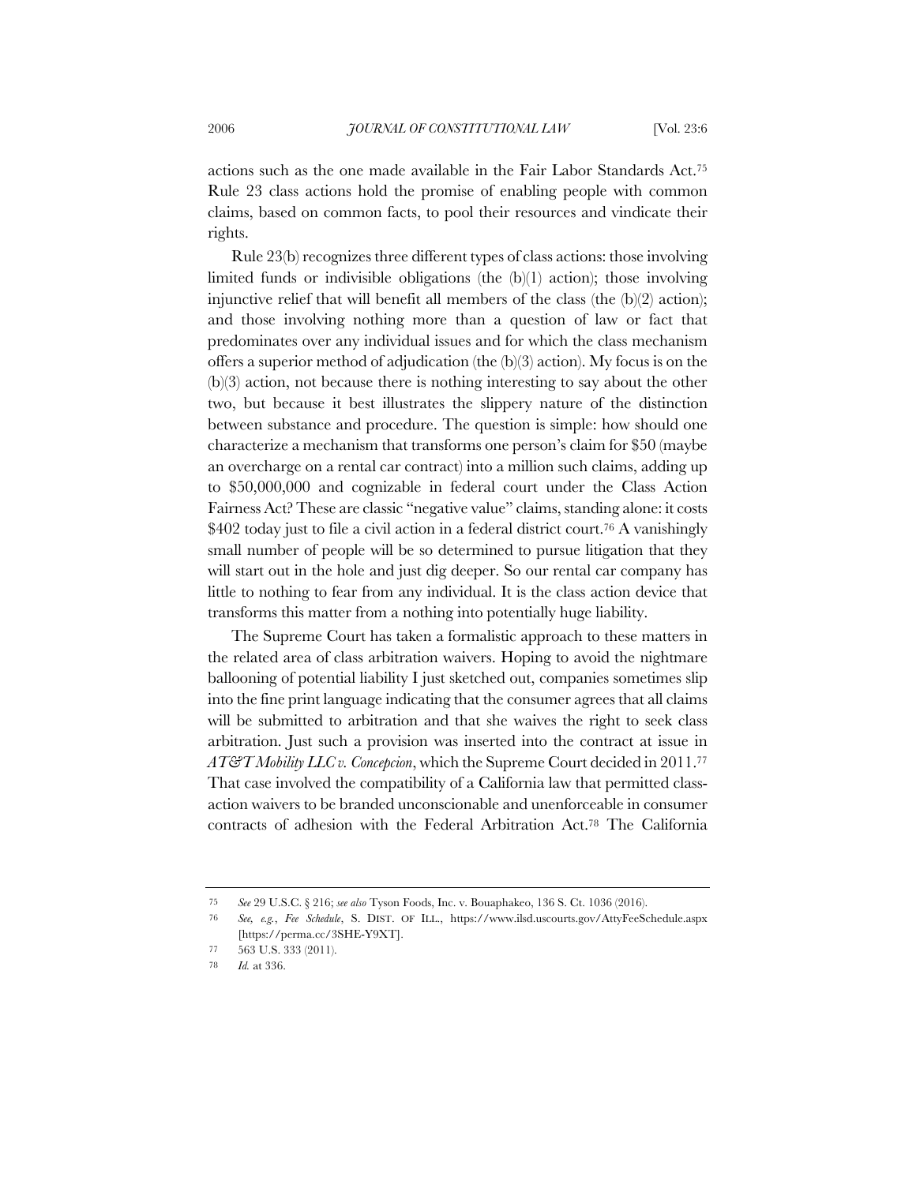actions such as the one made available in the Fair Labor Standards Act.[75] Rule 23 class actions hold the promise of enabling people with common claims, based on common facts, to pool their resources and vindicate their rights.

Rule 23(b) recognizes three different types of class actions: those involving limited funds or indivisible obligations (the (b)(1) action); those involving injunctive relief that will benefit all members of the class (the (b)(2) action); and those involving nothing more than a question of law or fact that predominates over any individual issues and for which the class mechanism offers a superior method of adjudication (the (b)(3) action). My focus is on the (b)(3) action, not because there is nothing interesting to say about the other two, but because it best illustrates the slippery nature of the distinction between substance and procedure. The question is simple: how should one characterize a mechanism that transforms one person's claim for $50 (maybe an overcharge on a rental car contract) into a million such claims, adding up to $50,000,000 and cognizable in federal court under the Class Action Fairness Act? These are classic "negative value" claims, standing alone: it costs $402 today just to file a civil action in a federal district court.[76] A vanishingly small number of people will be so determined to pursue litigation that they will start out in the hole and just dig deeper. So our rental car company has little to nothing to fear from any individual. It is the class action device that transforms this matter from a nothing into potentially huge liability.

The Supreme Court has taken a formalistic approach to these matters in the related area of class arbitration waivers. Hoping to avoid the nightmare ballooning of potential liability I just sketched out, companies sometimes slip into the fine print language indicating that the consumer agrees that all claims will be submitted to arbitration and that she waives the right to seek class arbitration. Just such a provision was inserted into the contract at issue in *AT&T Mobility LLC v. Concepcion*, which the Supreme Court decided in 2011.[77] That case involved the compatibility of a California law that permitted class-action waivers to be branded unconscionable and unenforceable in consumer contracts of adhesion with the Federal Arbitration Act.[78] The California

---

75 *See* 29 U.S.C. § 216; *see also* Tyson Foods, Inc. v. Bouaphakeo, 136 S. Ct. 1036 (2016).

76 *See, e.g.*, *Fee Schedule*, S. DIST. OF ILL., https://www.ilsd.uscourts.gov/AttyFeeSchedule.aspx [https://perma.cc/3SHE-Y9XT].

77 563 U.S. 333 (2011).

78 *Id.* at 336.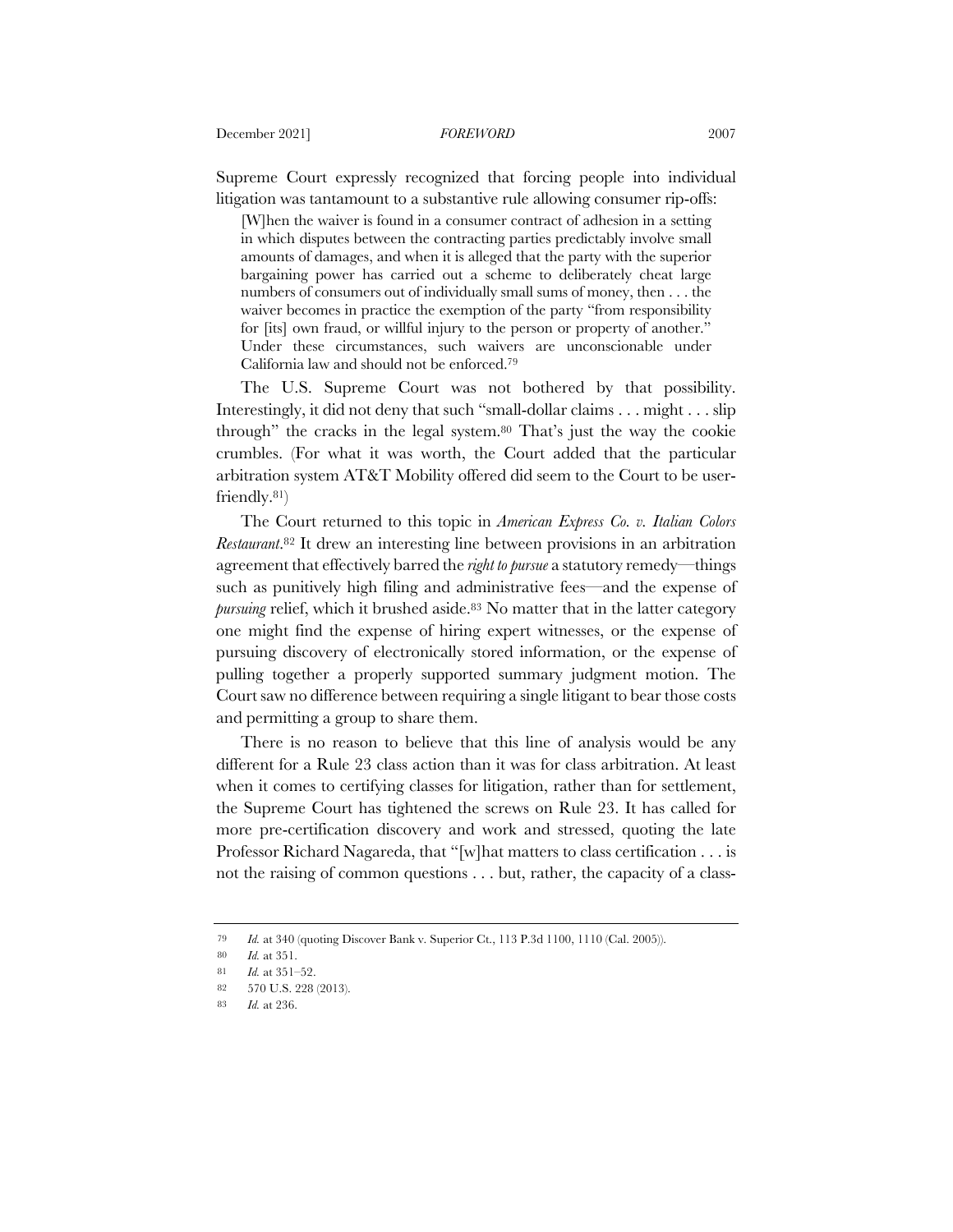Supreme Court expressly recognized that forcing people into individual litigation was tantamount to a substantive rule allowing consumer rip-offs:

> [W]hen the waiver is found in a consumer contract of adhesion in a setting in which disputes between the contracting parties predictably involve small amounts of damages, and when it is alleged that the party with the superior bargaining power has carried out a scheme to deliberately cheat large numbers of consumers out of individually small sums of money, then . . . the waiver becomes in practice the exemption of the party "from responsibility for [its] own fraud, or willful injury to the person or property of another." Under these circumstances, such waivers are unconscionable under California law and should not be enforced.[79]

The U.S. Supreme Court was not bothered by that possibility. Interestingly, it did not deny that such "small-dollar claims . . . might . . . slip through" the cracks in the legal system.[80] That's just the way the cookie crumbles. (For what it was worth, the Court added that the particular arbitration system AT&T Mobility offered did seem to the Court to be user-friendly.[81])

The Court returned to this topic in *American Express Co. v. Italian Colors Restaurant*.[82] It drew an interesting line between provisions in an arbitration agreement that effectively barred the *right to pursue* a statutory remedy—things such as punitively high filing and administrative fees—and the expense of *pursuing* relief, which it brushed aside.[83] No matter that in the latter category one might find the expense of hiring expert witnesses, or the expense of pursuing discovery of electronically stored information, or the expense of pulling together a properly supported summary judgment motion. The Court saw no difference between requiring a single litigant to bear those costs and permitting a group to share them.

There is no reason to believe that this line of analysis would be any different for a Rule 23 class action than it was for class arbitration. At least when it comes to certifying classes for litigation, rather than for settlement, the Supreme Court has tightened the screws on Rule 23. It has called for more pre-certification discovery and work and stressed, quoting the late Professor Richard Nagareda, that "[w]hat matters to class certification . . . is not the raising of common questions . . . but, rather, the capacity of a class-

---

79 *Id.* at 340 (quoting Discover Bank v. Superior Ct., 113 P.3d 1100, 1110 (Cal. 2005)).

80 *Id.* at 351.

81 *Id.* at 351–52.

82 570 U.S. 228 (2013).

83 *Id.* at 236.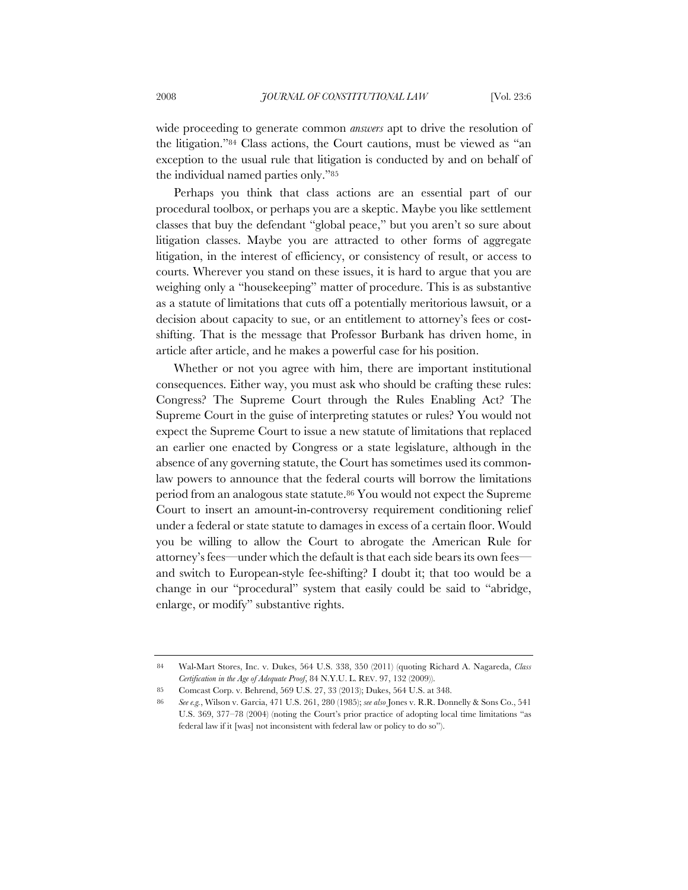wide proceeding to generate common *answers* apt to drive the resolution of the litigation."[84] Class actions, the Court cautions, must be viewed as "an exception to the usual rule that litigation is conducted by and on behalf of the individual named parties only."[85]

Perhaps you think that class actions are an essential part of our procedural toolbox, or perhaps you are a skeptic. Maybe you like settlement classes that buy the defendant "global peace," but you aren't so sure about litigation classes. Maybe you are attracted to other forms of aggregate litigation, in the interest of efficiency, or consistency of result, or access to courts. Wherever you stand on these issues, it is hard to argue that you are weighing only a "housekeeping" matter of procedure. This is as substantive as a statute of limitations that cuts off a potentially meritorious lawsuit, or a decision about capacity to sue, or an entitlement to attorney's fees or cost-shifting. That is the message that Professor Burbank has driven home, in article after article, and he makes a powerful case for his position.

Whether or not you agree with him, there are important institutional consequences. Either way, you must ask who should be crafting these rules: Congress? The Supreme Court through the Rules Enabling Act? The Supreme Court in the guise of interpreting statutes or rules? You would not expect the Supreme Court to issue a new statute of limitations that replaced an earlier one enacted by Congress or a state legislature, although in the absence of any governing statute, the Court has sometimes used its common-law powers to announce that the federal courts will borrow the limitations period from an analogous state statute.[86] You would not expect the Supreme Court to insert an amount-in-controversy requirement conditioning relief under a federal or state statute to damages in excess of a certain floor. Would you be willing to allow the Court to abrogate the American Rule for attorney's fees—under which the default is that each side bears its own fees—and switch to European-style fee-shifting? I doubt it; that too would be a change in our "procedural" system that easily could be said to "abridge, enlarge, or modify" substantive rights.

---

84 Wal-Mart Stores, Inc. v. Dukes, 564 U.S. 338, 350 (2011) (quoting Richard A. Nagareda, *Class Certification in the Age of Adequate Proof*, 84 N.Y.U. L. REV. 97, 132 (2009)).

85 Comcast Corp. v. Behrend, 569 U.S. 27, 33 (2013); Dukes, 564 U.S. at 348.

86 *See e.g.*, Wilson v. Garcia, 471 U.S. 261, 280 (1985); *see also* Jones v. R.R. Donnelly & Sons Co., 541 U.S. 369, 377–78 (2004) (noting the Court's prior practice of adopting local time limitations "as federal law if it [was] not inconsistent with federal law or policy to do so").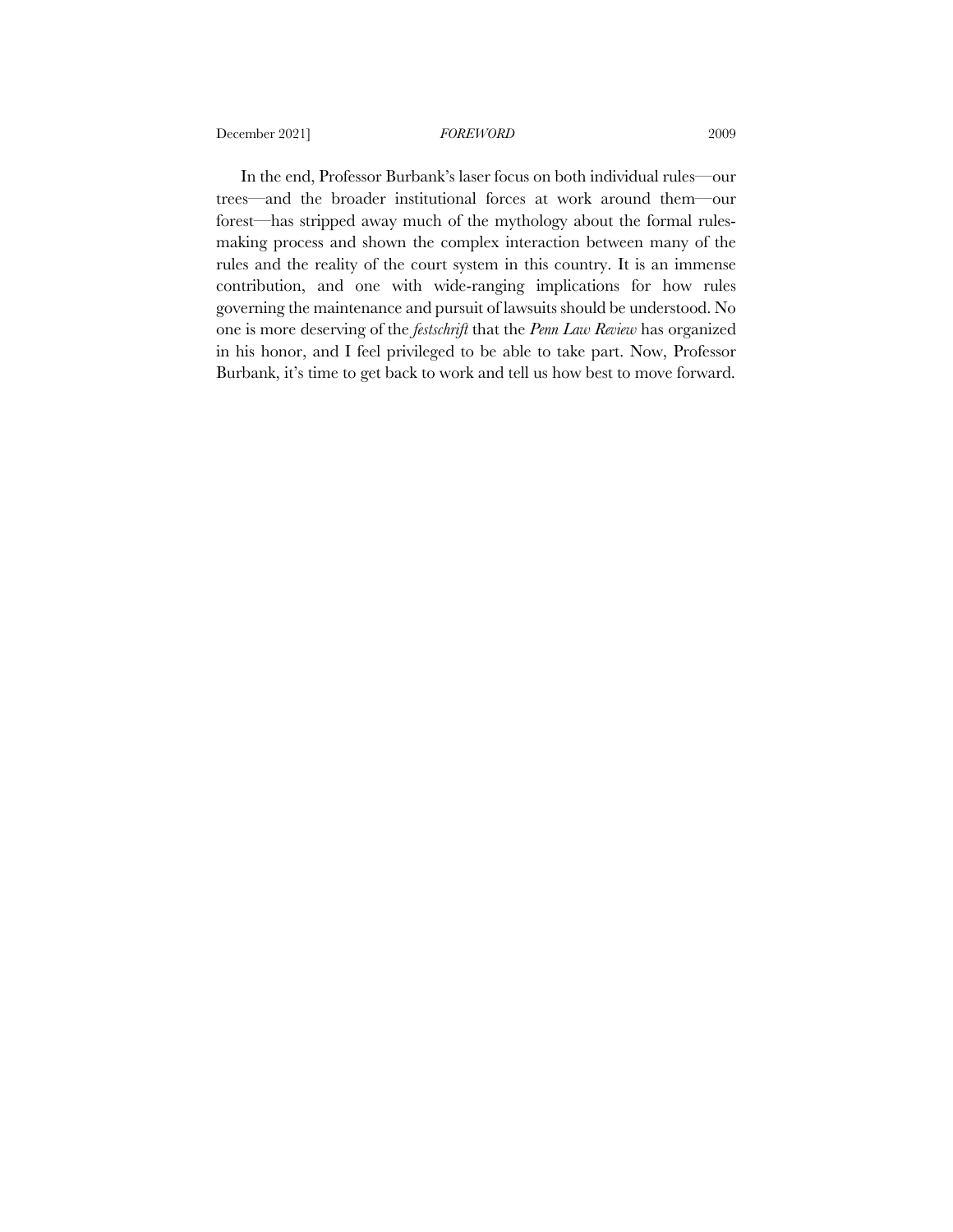In the end, Professor Burbank's laser focus on both individual rules—our trees—and the broader institutional forces at work around them—our forest—has stripped away much of the mythology about the formal rules-making process and shown the complex interaction between many of the rules and the reality of the court system in this country. It is an immense contribution, and one with wide-ranging implications for how rules governing the maintenance and pursuit of lawsuits should be understood. No one is more deserving of the *festschrift* that the *Penn Law Review* has organized in his honor, and I feel privileged to be able to take part. Now, Professor Burbank, it's time to get back to work and tell us how best to move forward.